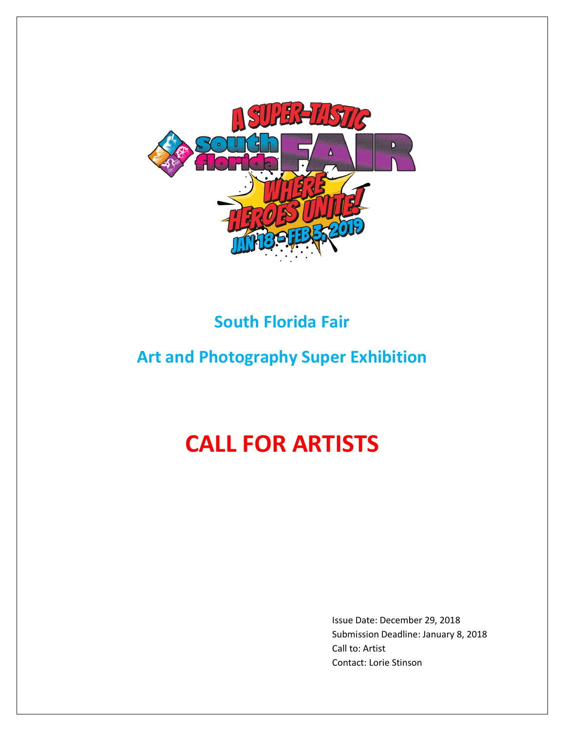A SUPER-TASTIC
south florida FAIR
WHERE HEROES UNITE!
JAN 18 - FEB 3, 2019

## South Florida Fair

## Art and Photography Super Exhibition

# CALL FOR ARTISTS

Issue Date: December 29, 2018
Submission Deadline: January 8, 2018
Call to: Artist
Contact: Lorie Stinson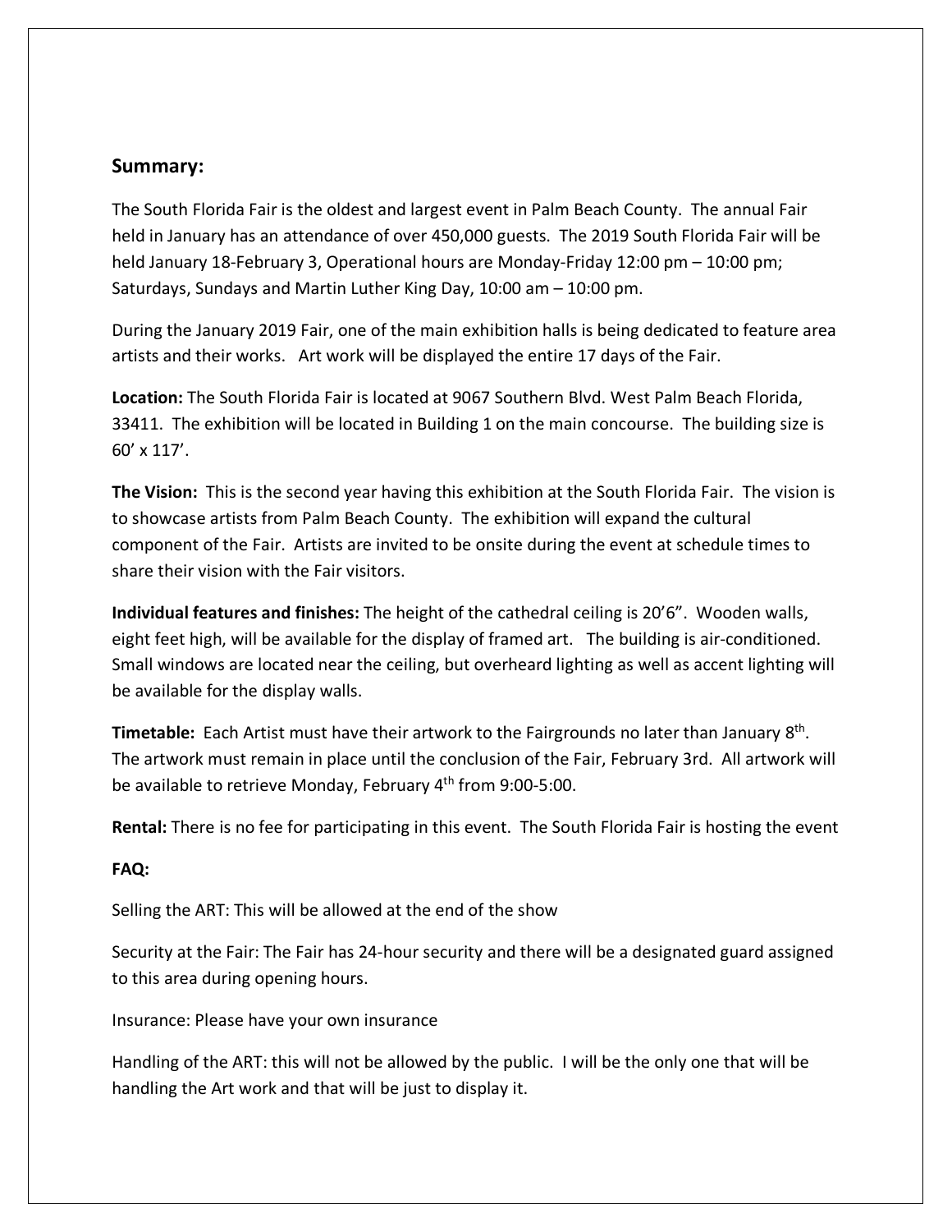## Summary:

The South Florida Fair is the oldest and largest event in Palm Beach County. The annual Fair held in January has an attendance of over 450,000 guests. The 2019 South Florida Fair will be held January 18-February 3, Operational hours are Monday-Friday 12:00 pm – 10:00 pm; Saturdays, Sundays and Martin Luther King Day, 10:00 am – 10:00 pm.

During the January 2019 Fair, one of the main exhibition halls is being dedicated to feature area artists and their works. Art work will be displayed the entire 17 days of the Fair.

**Location:** The South Florida Fair is located at 9067 Southern Blvd. West Palm Beach Florida, 33411. The exhibition will be located in Building 1 on the main concourse. The building size is 60' x 117'.

**The Vision:** This is the second year having this exhibition at the South Florida Fair. The vision is to showcase artists from Palm Beach County. The exhibition will expand the cultural component of the Fair. Artists are invited to be onsite during the event at schedule times to share their vision with the Fair visitors.

**Individual features and finishes:** The height of the cathedral ceiling is 20'6". Wooden walls, eight feet high, will be available for the display of framed art. The building is air-conditioned. Small windows are located near the ceiling, but overheard lighting as well as accent lighting will be available for the display walls.

**Timetable:** Each Artist must have their artwork to the Fairgrounds no later than January 8th. The artwork must remain in place until the conclusion of the Fair, February 3rd. All artwork will be available to retrieve Monday, February 4th from 9:00-5:00.

**Rental:** There is no fee for participating in this event. The South Florida Fair is hosting the event

**FAQ:**

Selling the ART: This will be allowed at the end of the show

Security at the Fair: The Fair has 24-hour security and there will be a designated guard assigned to this area during opening hours.

Insurance: Please have your own insurance

Handling of the ART: this will not be allowed by the public. I will be the only one that will be handling the Art work and that will be just to display it.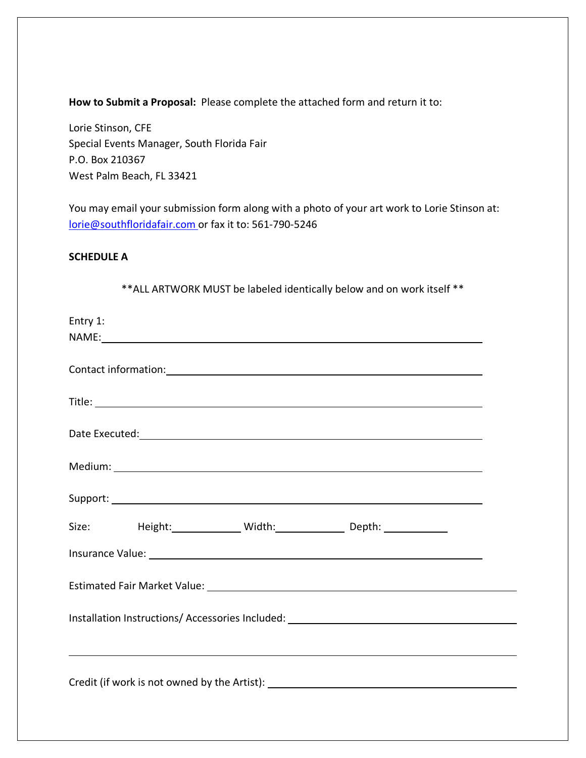**How to Submit a Proposal:** Please complete the attached form and return it to:

Lorie Stinson, CFE
Special Events Manager, South Florida Fair
P.O. Box 210367
West Palm Beach, FL 33421

You may email your submission form along with a photo of your art work to Lorie Stinson at: [lorie@southfloridafair.com](mailto:lorie@southfloridafair.com) or fax it to: 561-790-5246

**SCHEDULE A**

**ALL ARTWORK MUST be labeled identically below and on work itself **

Entry 1:
NAME: ______________________________________________

Contact information: ______________________________________________

Title: ______________________________________________

Date Executed: ______________________________________________

Medium: ______________________________________________

Support: ______________________________________________

Size: Height: __________ Width: __________ Depth: __________

Insurance Value: ______________________________________________

Estimated Fair Market Value: ______________________________________________

Installation Instructions/ Accessories Included: ______________________________________________

______________________________________________

Credit (if work is not owned by the Artist): ______________________________________________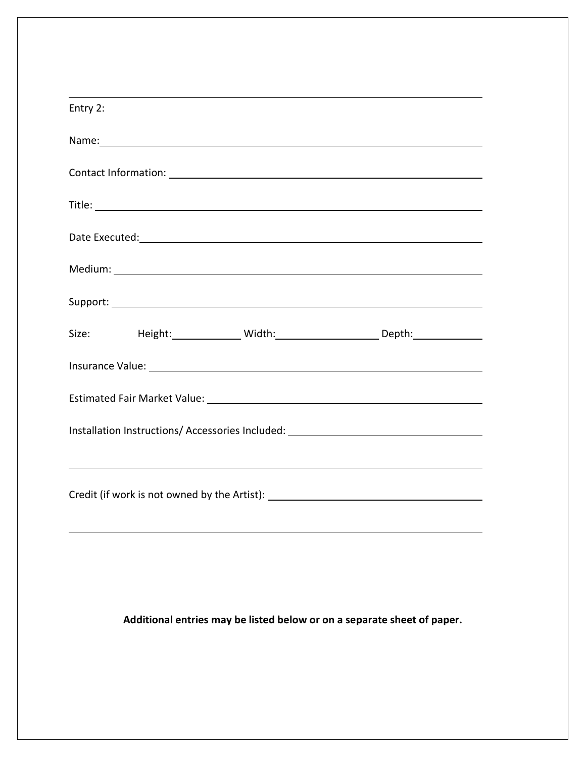---

Entry 2:

Name: ______________________________________________

Contact Information: ______________________________________________

Title: ______________________________________________

Date Executed: ______________________________________________

Medium: ______________________________________________

Support: ______________________________________________

Size: Height: ____________ Width: ________________ Depth: ____________

Insurance Value: ______________________________________________

Estimated Fair Market Value: ______________________________________________

Installation Instructions/ Accessories Included: ______________________________

______________________________________________

Credit (if work is not owned by the Artist): ______________________________

______________________________________________

**Additional entries may be listed below or on a separate sheet of paper.**